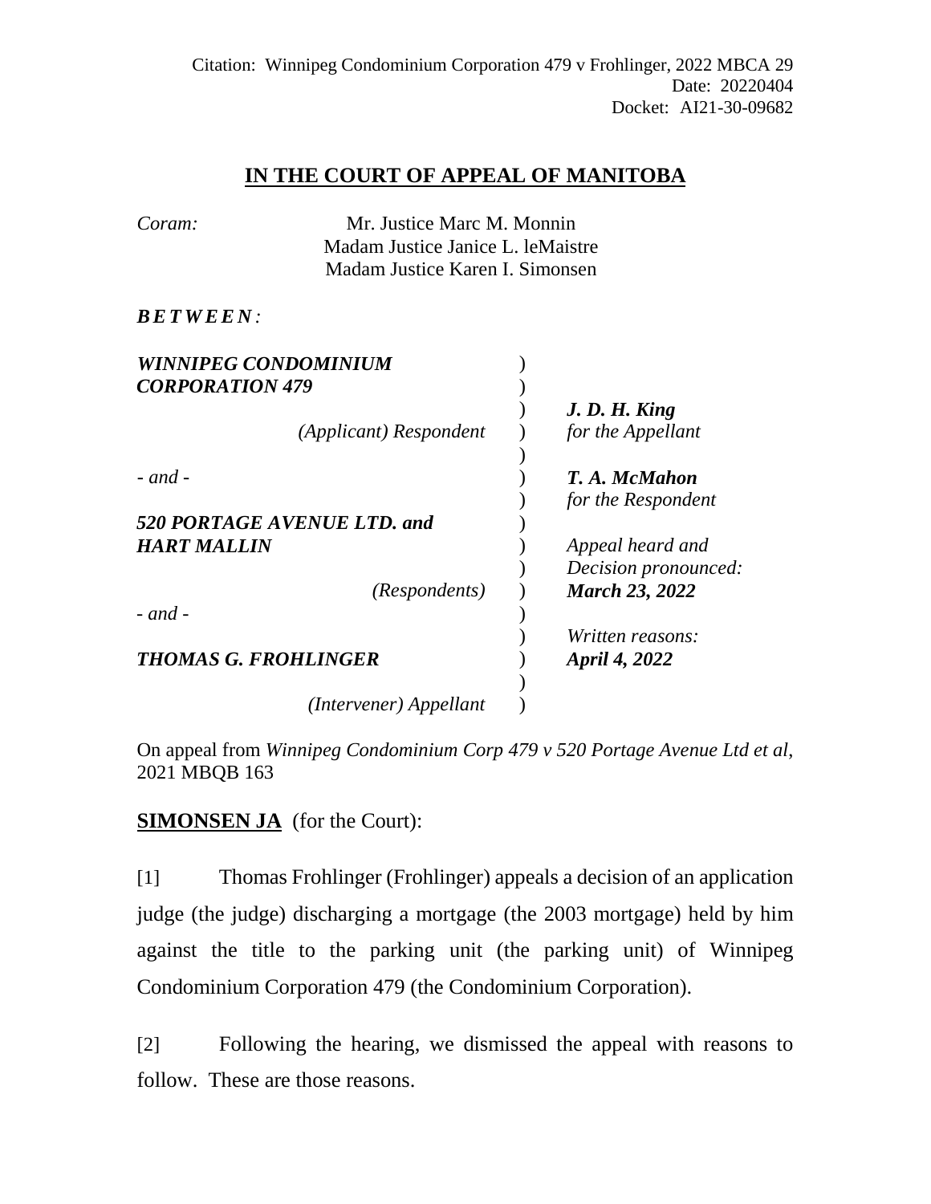Citation: Winnipeg Condominium Corporation 479 v Frohlinger, 2022 MBCA 29
Date: 20220404
Docket: AI21-30-09682

# IN THE COURT OF APPEAL OF MANITOBA

*Coram:* Mr. Justice Marc M. Monnin
Madam Justice Janice L. leMaistre
Madam Justice Karen I. Simonsen

***B E T W E E N :***

| | | |
|---|---|---|
| ***WINNIPEG CONDOMINIUM CORPORATION 479*** | ) | |
| *(Applicant) Respondent* | ) | ***J. D. H. King*** *for the Appellant* |
| *- and -* | ) | ***T. A. McMahon*** *for the Respondent* |
| ***520 PORTAGE AVENUE LTD. and HART MALLIN*** | ) | *Appeal heard and Decision pronounced:* ***March 23, 2022*** |
| *(Respondents)* | ) | |
| *- and -* | ) | *Written reasons:* ***April 4, 2022*** |
| ***THOMAS G. FROHLINGER*** | ) | |
| *(Intervener) Appellant* | ) | |

On appeal from *Winnipeg Condominium Corp 479 v 520 Portage Avenue Ltd et al*, 2021 MBQB 163

**SIMONSEN JA** (for the Court):

[1] Thomas Frohlinger (Frohlinger) appeals a decision of an application judge (the judge) discharging a mortgage (the 2003 mortgage) held by him against the title to the parking unit (the parking unit) of Winnipeg Condominium Corporation 479 (the Condominium Corporation).

[2] Following the hearing, we dismissed the appeal with reasons to follow. These are those reasons.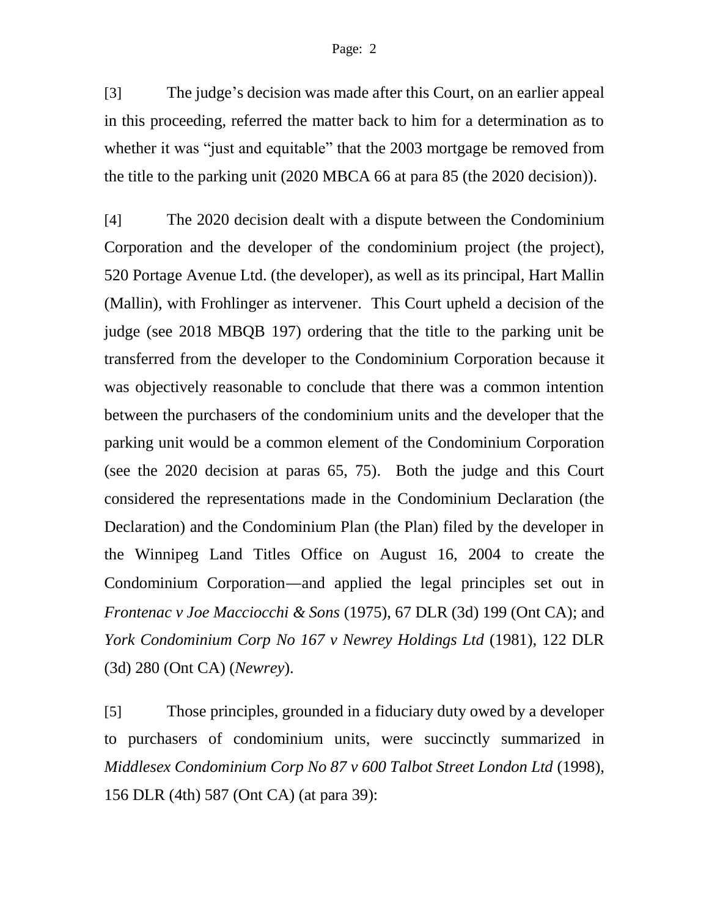[3] The judge's decision was made after this Court, on an earlier appeal in this proceeding, referred the matter back to him for a determination as to whether it was "just and equitable" that the 2003 mortgage be removed from the title to the parking unit (2020 MBCA 66 at para 85 (the 2020 decision)).

[4] The 2020 decision dealt with a dispute between the Condominium Corporation and the developer of the condominium project (the project), 520 Portage Avenue Ltd. (the developer), as well as its principal, Hart Mallin (Mallin), with Frohlinger as intervener. This Court upheld a decision of the judge (see 2018 MBQB 197) ordering that the title to the parking unit be transferred from the developer to the Condominium Corporation because it was objectively reasonable to conclude that there was a common intention between the purchasers of the condominium units and the developer that the parking unit would be a common element of the Condominium Corporation (see the 2020 decision at paras 65, 75). Both the judge and this Court considered the representations made in the Condominium Declaration (the Declaration) and the Condominium Plan (the Plan) filed by the developer in the Winnipeg Land Titles Office on August 16, 2004 to create the Condominium Corporation—and applied the legal principles set out in *Frontenac v Joe Macciocchi & Sons* (1975), 67 DLR (3d) 199 (Ont CA); and *York Condominium Corp No 167 v Newrey Holdings Ltd* (1981), 122 DLR (3d) 280 (Ont CA) (*Newrey*).

[5] Those principles, grounded in a fiduciary duty owed by a developer to purchasers of condominium units, were succinctly summarized in *Middlesex Condominium Corp No 87 v 600 Talbot Street London Ltd* (1998), 156 DLR (4th) 587 (Ont CA) (at para 39):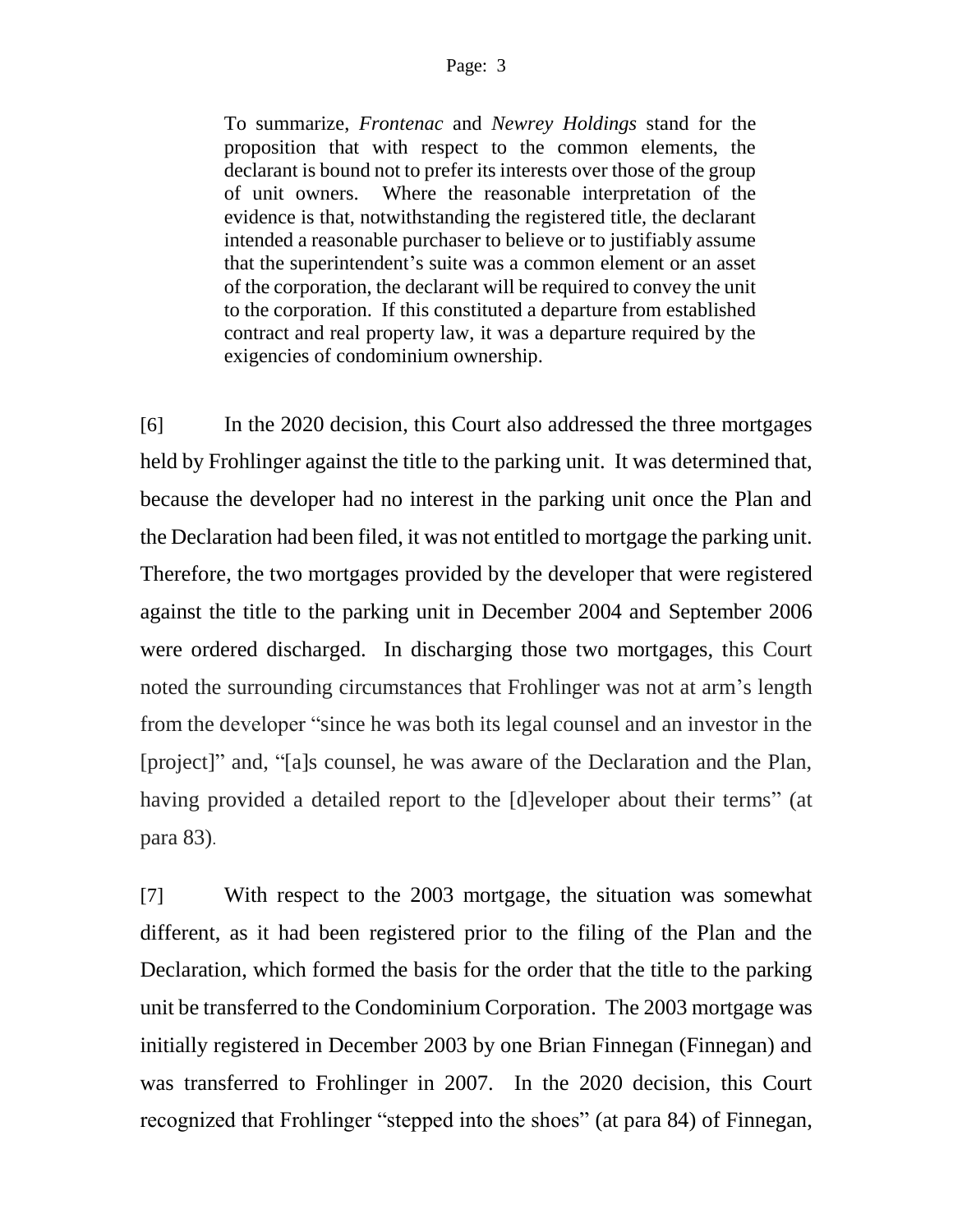> To summarize, *Frontenac* and *Newrey Holdings* stand for the proposition that with respect to the common elements, the declarant is bound not to prefer its interests over those of the group of unit owners. Where the reasonable interpretation of the evidence is that, notwithstanding the registered title, the declarant intended a reasonable purchaser to believe or to justifiably assume that the superintendent's suite was a common element or an asset of the corporation, the declarant will be required to convey the unit to the corporation. If this constituted a departure from established contract and real property law, it was a departure required by the exigencies of condominium ownership.

[6] In the 2020 decision, this Court also addressed the three mortgages held by Frohlinger against the title to the parking unit. It was determined that, because the developer had no interest in the parking unit once the Plan and the Declaration had been filed, it was not entitled to mortgage the parking unit. Therefore, the two mortgages provided by the developer that were registered against the title to the parking unit in December 2004 and September 2006 were ordered discharged. In discharging those two mortgages, this Court noted the surrounding circumstances that Frohlinger was not at arm's length from the developer "since he was both its legal counsel and an investor in the [project]" and, "[a]s counsel, he was aware of the Declaration and the Plan, having provided a detailed report to the [d]eveloper about their terms" (at para 83).

[7] With respect to the 2003 mortgage, the situation was somewhat different, as it had been registered prior to the filing of the Plan and the Declaration, which formed the basis for the order that the title to the parking unit be transferred to the Condominium Corporation. The 2003 mortgage was initially registered in December 2003 by one Brian Finnegan (Finnegan) and was transferred to Frohlinger in 2007. In the 2020 decision, this Court recognized that Frohlinger "stepped into the shoes" (at para 84) of Finnegan,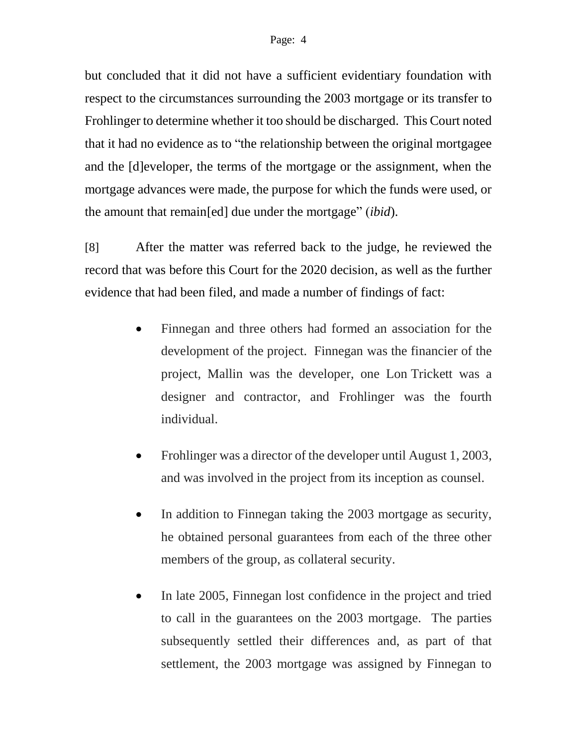but concluded that it did not have a sufficient evidentiary foundation with respect to the circumstances surrounding the 2003 mortgage or its transfer to Frohlinger to determine whether it too should be discharged. This Court noted that it had no evidence as to "the relationship between the original mortgagee and the [d]eveloper, the terms of the mortgage or the assignment, when the mortgage advances were made, the purpose for which the funds were used, or the amount that remain[ed] due under the mortgage" (*ibid*).

[8] After the matter was referred back to the judge, he reviewed the record that was before this Court for the 2020 decision, as well as the further evidence that had been filed, and made a number of findings of fact:

- Finnegan and three others had formed an association for the development of the project. Finnegan was the financier of the project, Mallin was the developer, one Lon Trickett was a designer and contractor, and Frohlinger was the fourth individual.

- Frohlinger was a director of the developer until August 1, 2003, and was involved in the project from its inception as counsel.

- In addition to Finnegan taking the 2003 mortgage as security, he obtained personal guarantees from each of the three other members of the group, as collateral security.

- In late 2005, Finnegan lost confidence in the project and tried to call in the guarantees on the 2003 mortgage. The parties subsequently settled their differences and, as part of that settlement, the 2003 mortgage was assigned by Finnegan to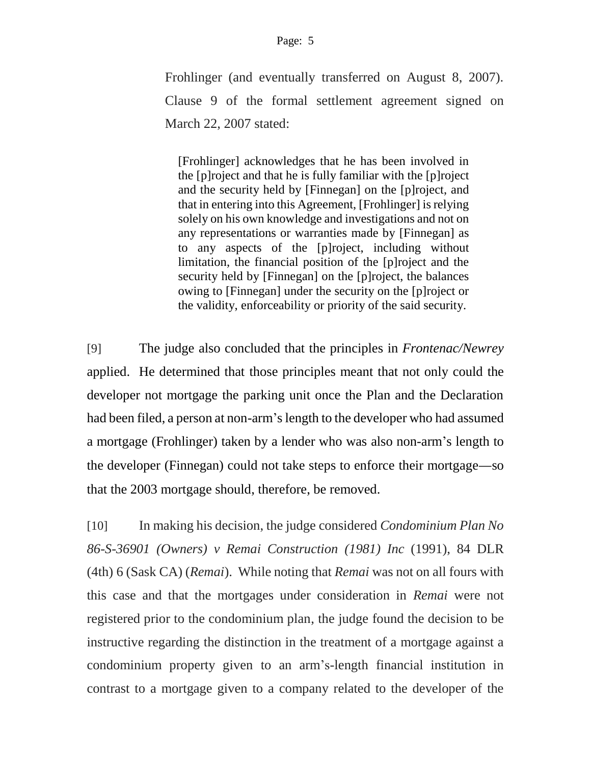Frohlinger (and eventually transferred on August 8, 2007). Clause 9 of the formal settlement agreement signed on March 22, 2007 stated:

> [Frohlinger] acknowledges that he has been involved in the [p]roject and that he is fully familiar with the [p]roject and the security held by [Finnegan] on the [p]roject, and that in entering into this Agreement, [Frohlinger] is relying solely on his own knowledge and investigations and not on any representations or warranties made by [Finnegan] as to any aspects of the [p]roject, including without limitation, the financial position of the [p]roject and the security held by [Finnegan] on the [p]roject, the balances owing to [Finnegan] under the security on the [p]roject or the validity, enforceability or priority of the said security.

[9] The judge also concluded that the principles in *Frontenac/Newrey* applied. He determined that those principles meant that not only could the developer not mortgage the parking unit once the Plan and the Declaration had been filed, a person at non-arm's length to the developer who had assumed a mortgage (Frohlinger) taken by a lender who was also non-arm's length to the developer (Finnegan) could not take steps to enforce their mortgage—so that the 2003 mortgage should, therefore, be removed.

[10] In making his decision, the judge considered *Condominium Plan No 86-S-36901 (Owners) v Remai Construction (1981) Inc* (1991), 84 DLR (4th) 6 (Sask CA) (*Remai*). While noting that *Remai* was not on all fours with this case and that the mortgages under consideration in *Remai* were not registered prior to the condominium plan, the judge found the decision to be instructive regarding the distinction in the treatment of a mortgage against a condominium property given to an arm's-length financial institution in contrast to a mortgage given to a company related to the developer of the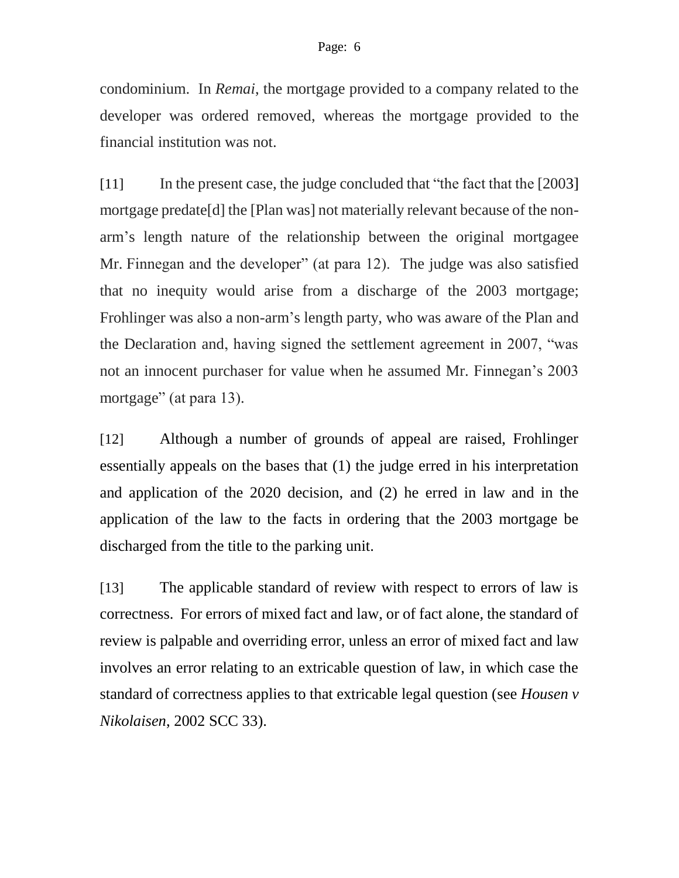condominium. In *Remai*, the mortgage provided to a company related to the developer was ordered removed, whereas the mortgage provided to the financial institution was not.

[11] In the present case, the judge concluded that "the fact that the [2003] mortgage predate[d] the [Plan was] not materially relevant because of the non-arm's length nature of the relationship between the original mortgagee Mr. Finnegan and the developer" (at para 12). The judge was also satisfied that no inequity would arise from a discharge of the 2003 mortgage; Frohlinger was also a non-arm's length party, who was aware of the Plan and the Declaration and, having signed the settlement agreement in 2007, "was not an innocent purchaser for value when he assumed Mr. Finnegan's 2003 mortgage" (at para 13).

[12] Although a number of grounds of appeal are raised, Frohlinger essentially appeals on the bases that (1) the judge erred in his interpretation and application of the 2020 decision, and (2) he erred in law and in the application of the law to the facts in ordering that the 2003 mortgage be discharged from the title to the parking unit.

[13] The applicable standard of review with respect to errors of law is correctness. For errors of mixed fact and law, or of fact alone, the standard of review is palpable and overriding error, unless an error of mixed fact and law involves an error relating to an extricable question of law, in which case the standard of correctness applies to that extricable legal question (see *Housen v Nikolaisen*, 2002 SCC 33).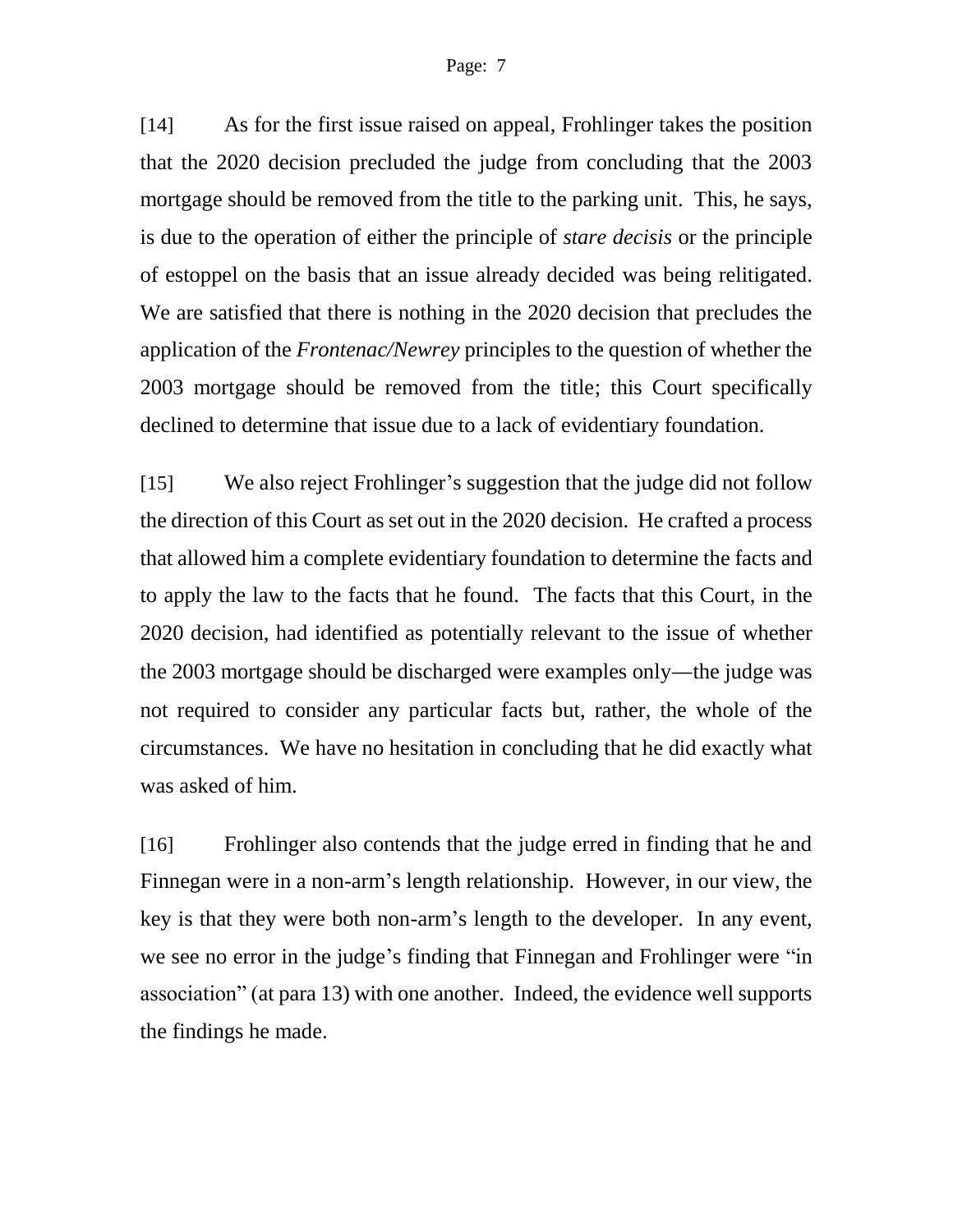[14] As for the first issue raised on appeal, Frohlinger takes the position that the 2020 decision precluded the judge from concluding that the 2003 mortgage should be removed from the title to the parking unit. This, he says, is due to the operation of either the principle of *stare decisis* or the principle of estoppel on the basis that an issue already decided was being relitigated. We are satisfied that there is nothing in the 2020 decision that precludes the application of the *Frontenac/Newrey* principles to the question of whether the 2003 mortgage should be removed from the title; this Court specifically declined to determine that issue due to a lack of evidentiary foundation.

[15] We also reject Frohlinger's suggestion that the judge did not follow the direction of this Court as set out in the 2020 decision. He crafted a process that allowed him a complete evidentiary foundation to determine the facts and to apply the law to the facts that he found. The facts that this Court, in the 2020 decision, had identified as potentially relevant to the issue of whether the 2003 mortgage should be discharged were examples only—the judge was not required to consider any particular facts but, rather, the whole of the circumstances. We have no hesitation in concluding that he did exactly what was asked of him.

[16] Frohlinger also contends that the judge erred in finding that he and Finnegan were in a non-arm's length relationship. However, in our view, the key is that they were both non-arm's length to the developer. In any event, we see no error in the judge's finding that Finnegan and Frohlinger were "in association" (at para 13) with one another. Indeed, the evidence well supports the findings he made.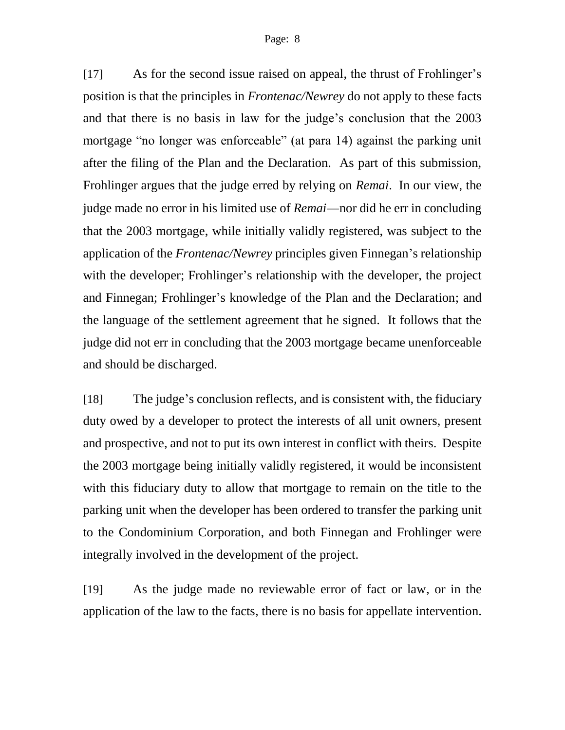[17] As for the second issue raised on appeal, the thrust of Frohlinger's position is that the principles in *Frontenac/Newrey* do not apply to these facts and that there is no basis in law for the judge's conclusion that the 2003 mortgage "no longer was enforceable" (at para 14) against the parking unit after the filing of the Plan and the Declaration. As part of this submission, Frohlinger argues that the judge erred by relying on *Remai*. In our view, the judge made no error in his limited use of *Remai*—nor did he err in concluding that the 2003 mortgage, while initially validly registered, was subject to the application of the *Frontenac/Newrey* principles given Finnegan's relationship with the developer; Frohlinger's relationship with the developer, the project and Finnegan; Frohlinger's knowledge of the Plan and the Declaration; and the language of the settlement agreement that he signed. It follows that the judge did not err in concluding that the 2003 mortgage became unenforceable and should be discharged.

[18] The judge's conclusion reflects, and is consistent with, the fiduciary duty owed by a developer to protect the interests of all unit owners, present and prospective, and not to put its own interest in conflict with theirs. Despite the 2003 mortgage being initially validly registered, it would be inconsistent with this fiduciary duty to allow that mortgage to remain on the title to the parking unit when the developer has been ordered to transfer the parking unit to the Condominium Corporation, and both Finnegan and Frohlinger were integrally involved in the development of the project.

[19] As the judge made no reviewable error of fact or law, or in the application of the law to the facts, there is no basis for appellate intervention.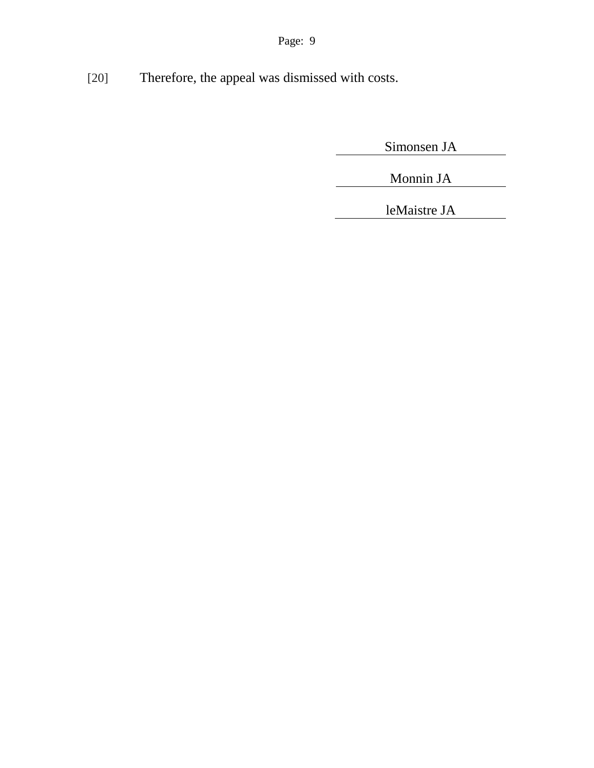[20] Therefore, the appeal was dismissed with costs.

Simonsen JA

Monnin JA

leMaistre JA